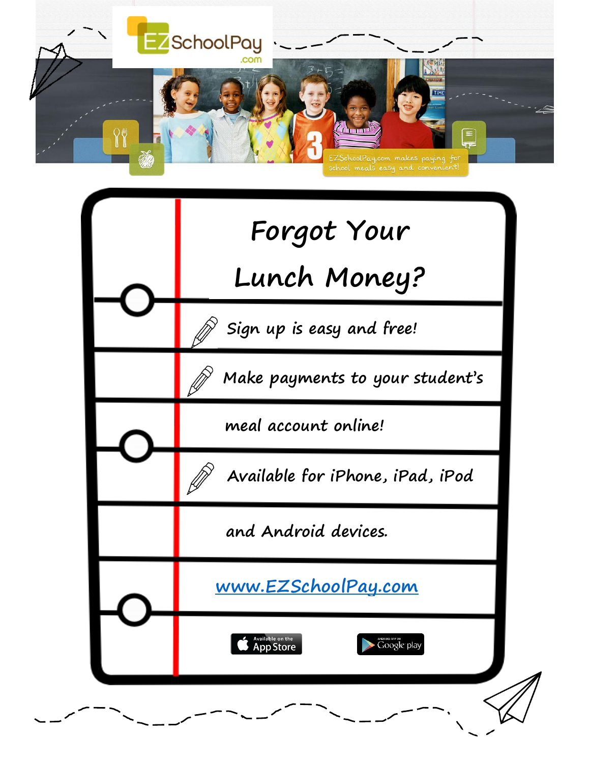EZSchoolPay.com

EZSchoolPay.com makes paying for school meals easy and convenient!

# Forgot Your Lunch Money?

- Sign up is easy and free!
- Make payments to your student's meal account online!
- Available for iPhone, iPad, iPod and Android devices.

[www.EZSchoolPay.com](http://www.EZSchoolPay.com)

Available on the App Store

Android App on Google play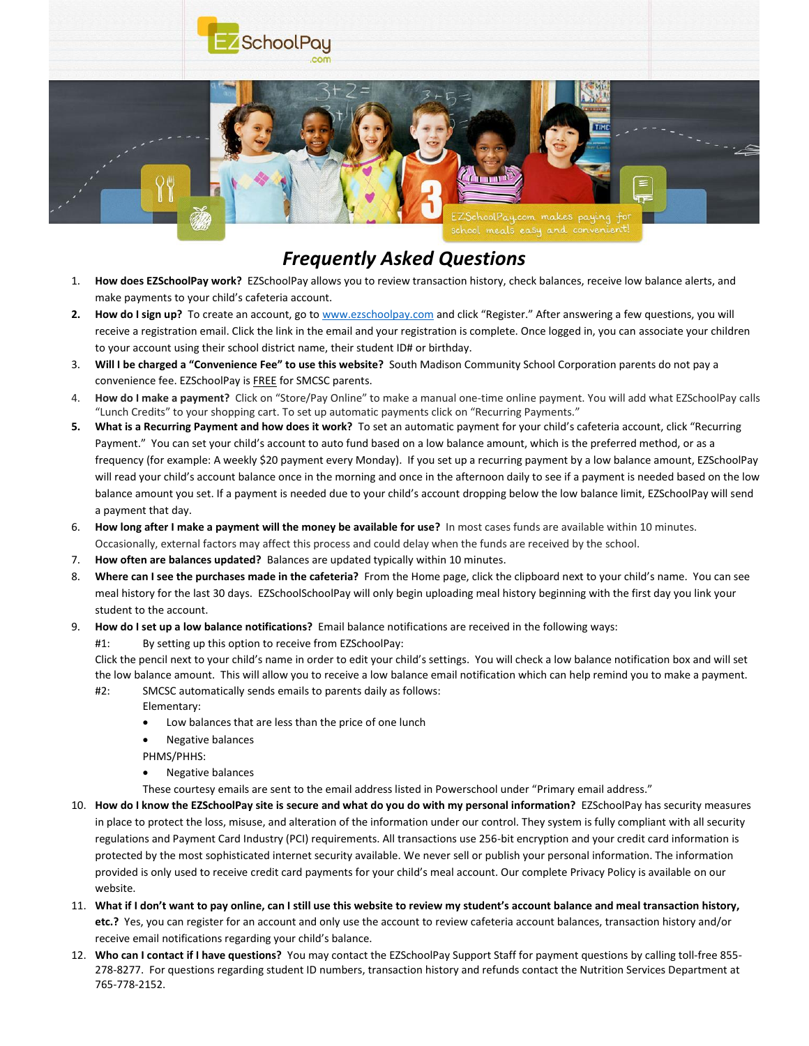# Frequently Asked Questions

1. **How does EZSchoolPay work?** EZSchoolPay allows you to review transaction history, check balances, receive low balance alerts, and make payments to your child's cafeteria account.
2. **How do I sign up?** To create an account, go to www.ezschoolpay.com and click "Register." After answering a few questions, you will receive a registration email. Click the link in the email and your registration is complete. Once logged in, you can associate your children to your account using their school district name, their student ID# or birthday.
3. **Will I be charged a "Convenience Fee" to use this website?** South Madison Community School Corporation parents do not pay a convenience fee. EZSchoolPay is FREE for SMCSC parents.
4. **How do I make a payment?** Click on "Store/Pay Online" to make a manual one-time online payment. You will add what EZSchoolPay calls "Lunch Credits" to your shopping cart. To set up automatic payments click on "Recurring Payments."
5. **What is a Recurring Payment and how does it work?** To set an automatic payment for your child's cafeteria account, click "Recurring Payment." You can set your child's account to auto fund based on a low balance amount, which is the preferred method, or as a frequency (for example: A weekly $20 payment every Monday). If you set up a recurring payment by a low balance amount, EZSchoolPay will read your child's account balance once in the morning and once in the afternoon daily to see if a payment is needed based on the low balance amount you set. If a payment is needed due to your child's account dropping below the low balance limit, EZSchoolPay will send a payment that day.
6. **How long after I make a payment will the money be available for use?** In most cases funds are available within 10 minutes. Occasionally, external factors may affect this process and could delay when the funds are received by the school.
7. **How often are balances updated?** Balances are updated typically within 10 minutes.
8. **Where can I see the purchases made in the cafeteria?** From the Home page, click the clipboard next to your child's name. You can see meal history for the last 30 days. EZSchoolSchoolPay will only begin uploading meal history beginning with the first day you link your student to the account.
9. **How do I set up a low balance notifications?** Email balance notifications are received in the following ways:

   #1: By setting up this option to receive from EZSchoolPay:

   Click the pencil next to your child's name in order to edit your child's settings. You will check a low balance notification box and will set the low balance amount. This will allow you to receive a low balance email notification which can help remind you to make a payment.

   #2: SMCSC automatically sends emails to parents daily as follows:

   Elementary:
   - Low balances that are less than the price of one lunch
   - Negative balances

   PHMS/PHHS:
   - Negative balances

   These courtesy emails are sent to the email address listed in Powerschool under "Primary email address."
10. **How do I know the EZSchoolPay site is secure and what do you do with my personal information?** EZSchoolPay has security measures in place to protect the loss, misuse, and alteration of the information under our control. They system is fully compliant with all security regulations and Payment Card Industry (PCI) requirements. All transactions use 256-bit encryption and your credit card information is protected by the most sophisticated internet security available. We never sell or publish your personal information. The information provided is only used to receive credit card payments for your child's meal account. Our complete Privacy Policy is available on our website.
11. **What if I don't want to pay online, can I still use this website to review my student's account balance and meal transaction history, etc.?** Yes, you can register for an account and only use the account to review cafeteria account balances, transaction history and/or receive email notifications regarding your child's balance.
12. **Who can I contact if I have questions?** You may contact the EZSchoolPay Support Staff for payment questions by calling toll-free 855-278-8277. For questions regarding student ID numbers, transaction history and refunds contact the Nutrition Services Department at 765-778-2152.